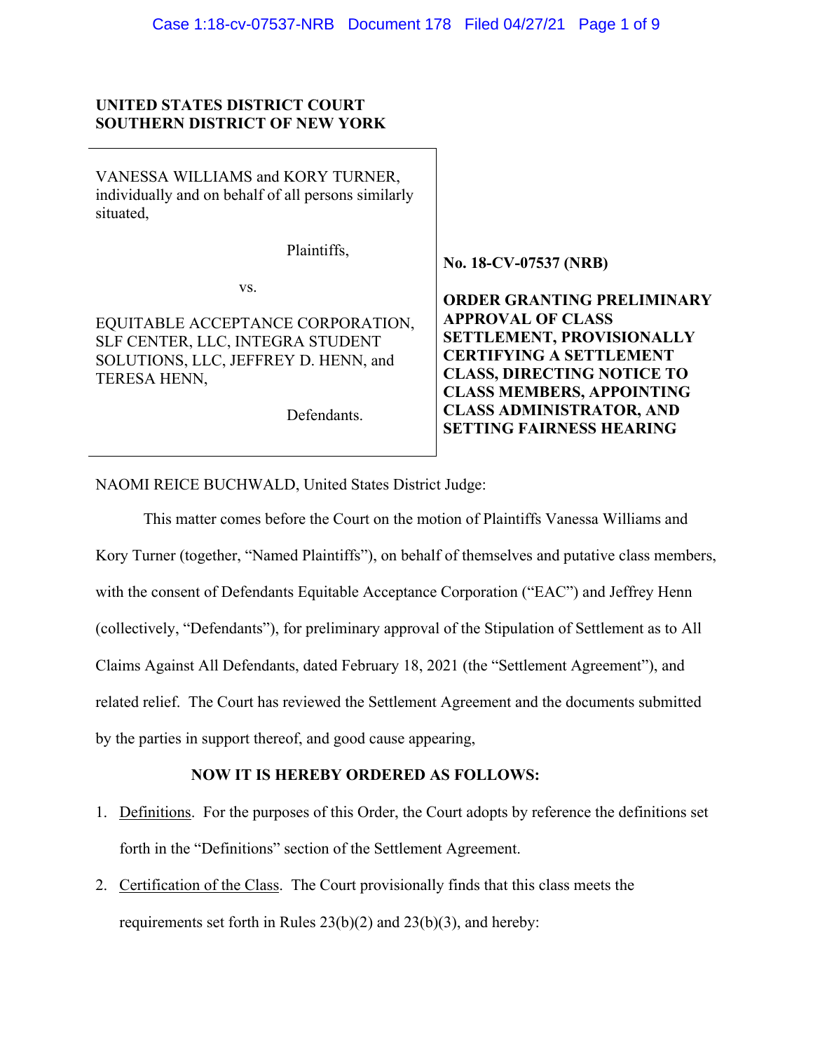**UNITED STATES DISTRICT COURT**
**SOUTHERN DISTRICT OF NEW YORK**

VANESSA WILLIAMS and KORY TURNER, individually and on behalf of all persons similarly situated,

Plaintiffs,

vs.

EQUITABLE ACCEPTANCE CORPORATION, SLF CENTER, LLC, INTEGRA STUDENT SOLUTIONS, LLC, JEFFREY D. HENN, and TERESA HENN,

Defendants.

**No. 18-CV-07537 (NRB)**

**ORDER GRANTING PRELIMINARY APPROVAL OF CLASS SETTLEMENT, PROVISIONALLY CERTIFYING A SETTLEMENT CLASS, DIRECTING NOTICE TO CLASS MEMBERS, APPOINTING CLASS ADMINISTRATOR, AND SETTING FAIRNESS HEARING**

NAOMI REICE BUCHWALD, United States District Judge:

This matter comes before the Court on the motion of Plaintiffs Vanessa Williams and Kory Turner (together, "Named Plaintiffs"), on behalf of themselves and putative class members, with the consent of Defendants Equitable Acceptance Corporation ("EAC") and Jeffrey Henn (collectively, "Defendants"), for preliminary approval of the Stipulation of Settlement as to All Claims Against All Defendants, dated February 18, 2021 (the "Settlement Agreement"), and related relief. The Court has reviewed the Settlement Agreement and the documents submitted by the parties in support thereof, and good cause appearing,

**NOW IT IS HEREBY ORDERED AS FOLLOWS:**

1. Definitions. For the purposes of this Order, the Court adopts by reference the definitions set forth in the "Definitions" section of the Settlement Agreement.
2. Certification of the Class. The Court provisionally finds that this class meets the requirements set forth in Rules 23(b)(2) and 23(b)(3), and hereby: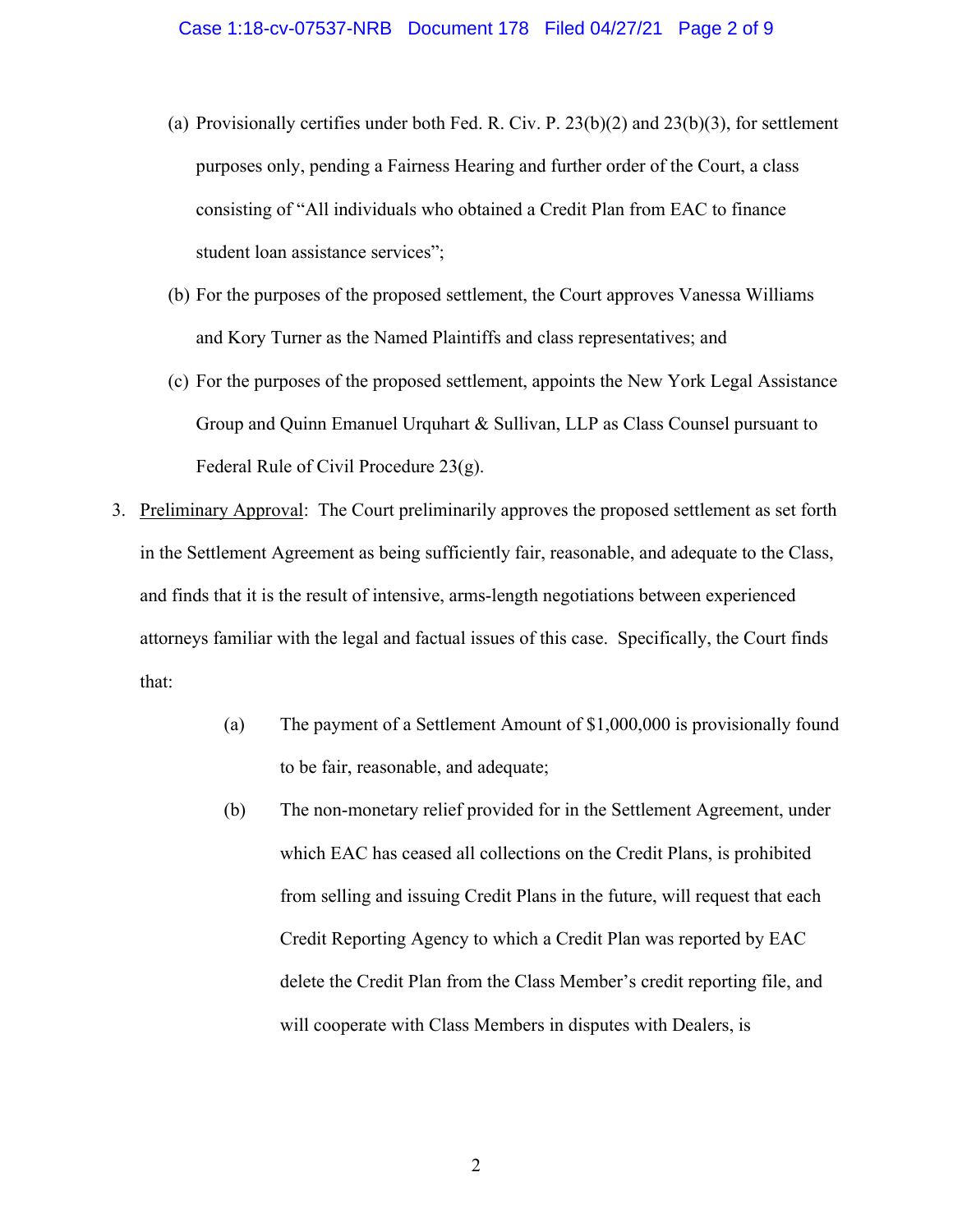(a) Provisionally certifies under both Fed. R. Civ. P. 23(b)(2) and 23(b)(3), for settlement purposes only, pending a Fairness Hearing and further order of the Court, a class consisting of "All individuals who obtained a Credit Plan from EAC to finance student loan assistance services";

(b) For the purposes of the proposed settlement, the Court approves Vanessa Williams and Kory Turner as the Named Plaintiffs and class representatives; and

(c) For the purposes of the proposed settlement, appoints the New York Legal Assistance Group and Quinn Emanuel Urquhart & Sullivan, LLP as Class Counsel pursuant to Federal Rule of Civil Procedure 23(g).

3. Preliminary Approval: The Court preliminarily approves the proposed settlement as set forth in the Settlement Agreement as being sufficiently fair, reasonable, and adequate to the Class, and finds that it is the result of intensive, arms-length negotiations between experienced attorneys familiar with the legal and factual issues of this case. Specifically, the Court finds that:

   (a) The payment of a Settlement Amount of $1,000,000 is provisionally found to be fair, reasonable, and adequate;

   (b) The non-monetary relief provided for in the Settlement Agreement, under which EAC has ceased all collections on the Credit Plans, is prohibited from selling and issuing Credit Plans in the future, will request that each Credit Reporting Agency to which a Credit Plan was reported by EAC delete the Credit Plan from the Class Member's credit reporting file, and will cooperate with Class Members in disputes with Dealers, is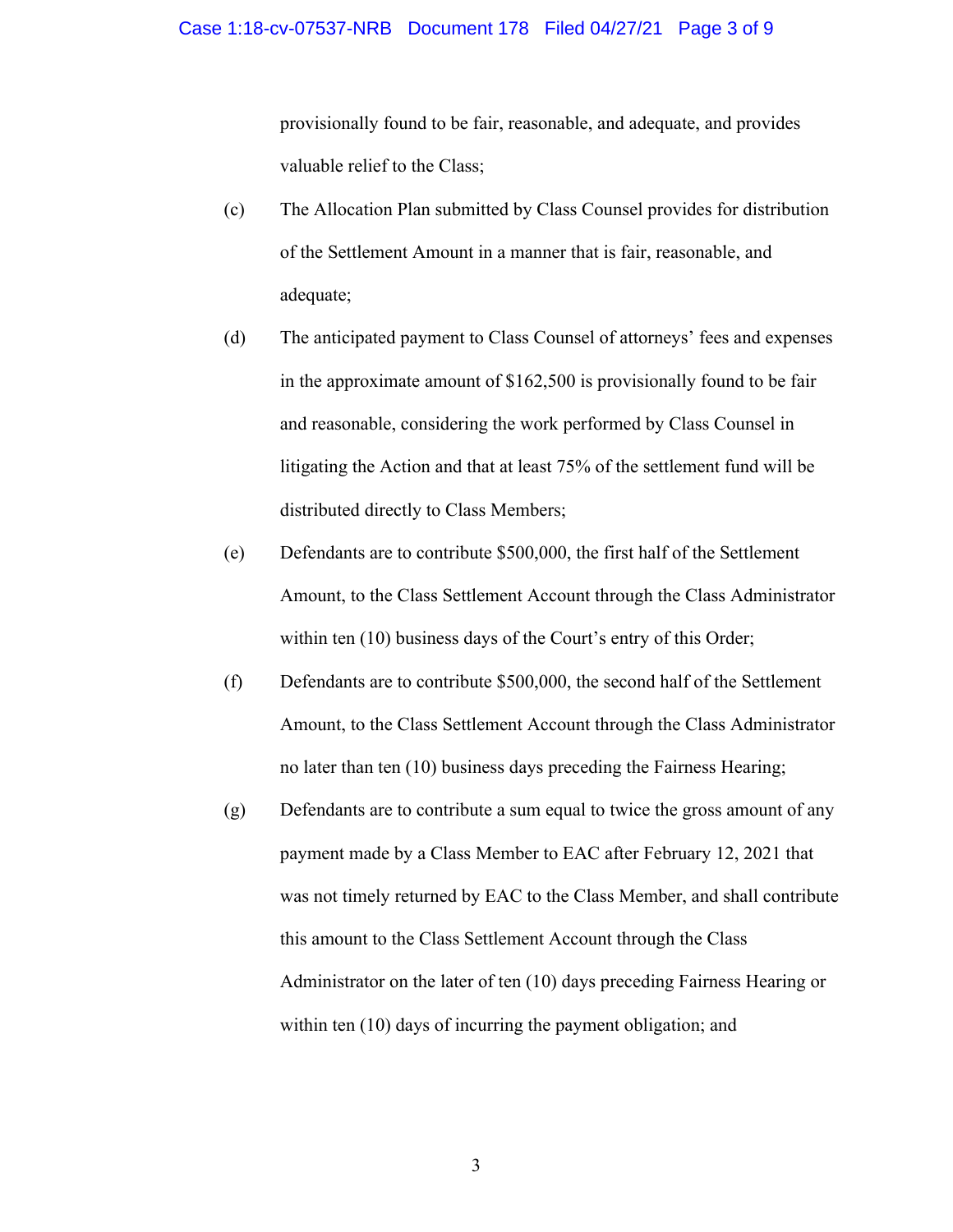provisionally found to be fair, reasonable, and adequate, and provides valuable relief to the Class;

(c) The Allocation Plan submitted by Class Counsel provides for distribution of the Settlement Amount in a manner that is fair, reasonable, and adequate;

(d) The anticipated payment to Class Counsel of attorneys' fees and expenses in the approximate amount of $162,500 is provisionally found to be fair and reasonable, considering the work performed by Class Counsel in litigating the Action and that at least 75% of the settlement fund will be distributed directly to Class Members;

(e) Defendants are to contribute $500,000, the first half of the Settlement Amount, to the Class Settlement Account through the Class Administrator within ten (10) business days of the Court's entry of this Order;

(f) Defendants are to contribute $500,000, the second half of the Settlement Amount, to the Class Settlement Account through the Class Administrator no later than ten (10) business days preceding the Fairness Hearing;

(g) Defendants are to contribute a sum equal to twice the gross amount of any payment made by a Class Member to EAC after February 12, 2021 that was not timely returned by EAC to the Class Member, and shall contribute this amount to the Class Settlement Account through the Class Administrator on the later of ten (10) days preceding Fairness Hearing or within ten (10) days of incurring the payment obligation; and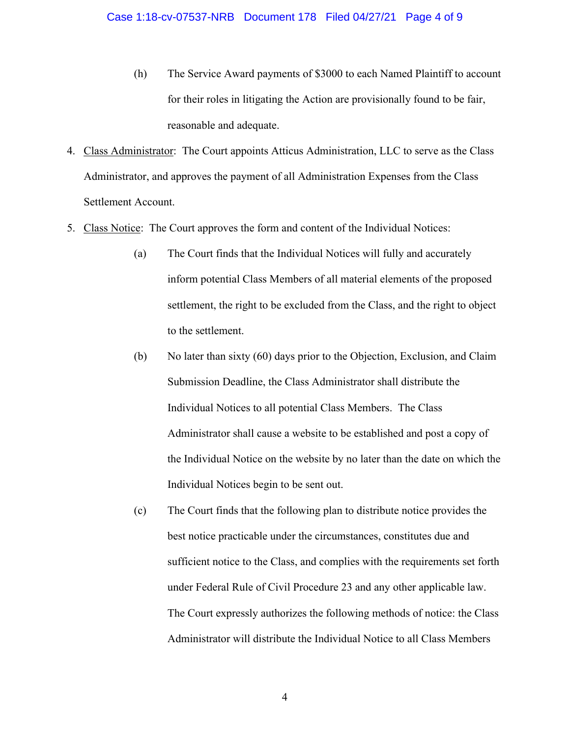(h) The Service Award payments of $3000 to each Named Plaintiff to account for their roles in litigating the Action are provisionally found to be fair, reasonable and adequate.

4. <u>Class Administrator</u>: The Court appoints Atticus Administration, LLC to serve as the Class Administrator, and approves the payment of all Administration Expenses from the Class Settlement Account.

5. <u>Class Notice</u>: The Court approves the form and content of the Individual Notices:

   (a) The Court finds that the Individual Notices will fully and accurately inform potential Class Members of all material elements of the proposed settlement, the right to be excluded from the Class, and the right to object to the settlement.

   (b) No later than sixty (60) days prior to the Objection, Exclusion, and Claim Submission Deadline, the Class Administrator shall distribute the Individual Notices to all potential Class Members. The Class Administrator shall cause a website to be established and post a copy of the Individual Notice on the website by no later than the date on which the Individual Notices begin to be sent out.

   (c) The Court finds that the following plan to distribute notice provides the best notice practicable under the circumstances, constitutes due and sufficient notice to the Class, and complies with the requirements set forth under Federal Rule of Civil Procedure 23 and any other applicable law. The Court expressly authorizes the following methods of notice: the Class Administrator will distribute the Individual Notice to all Class Members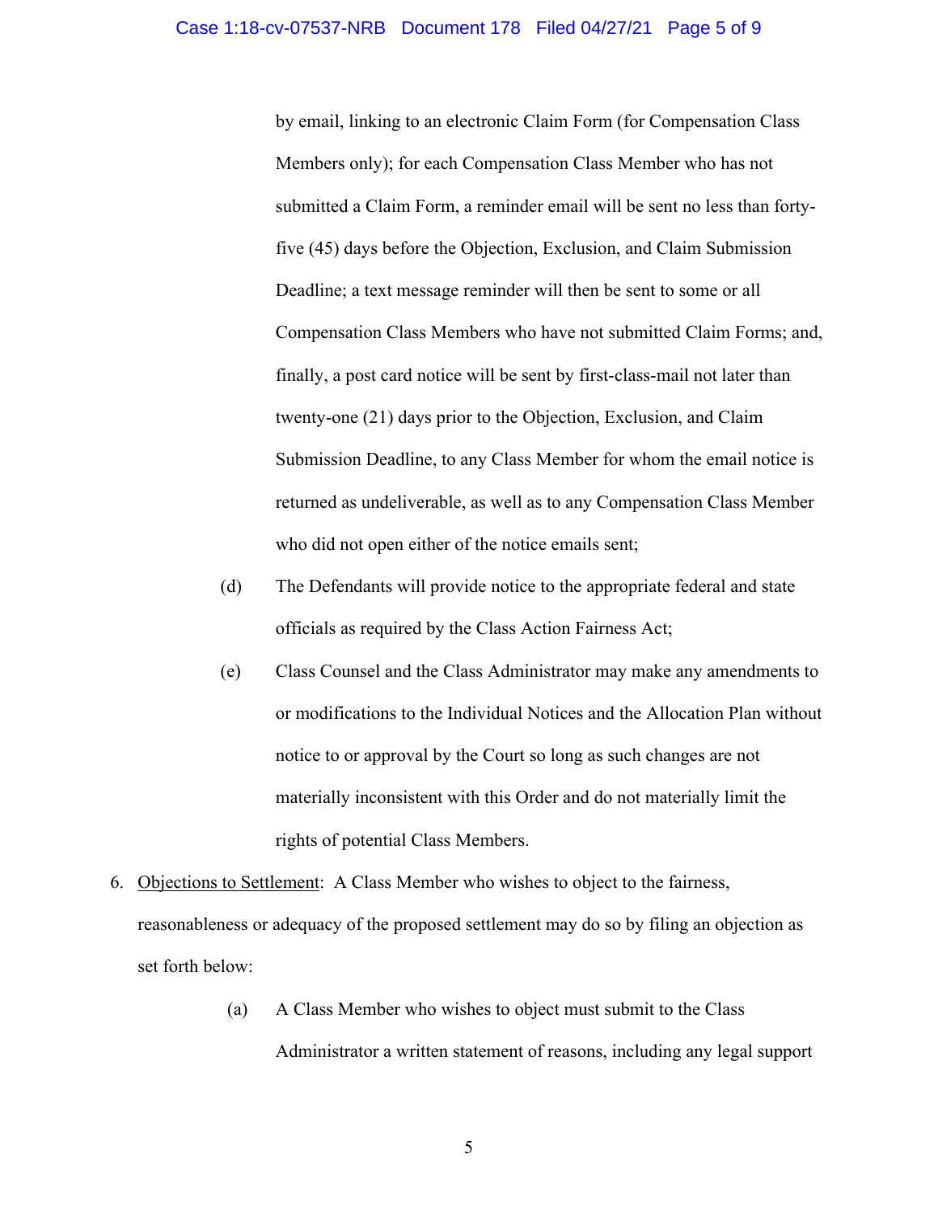by email, linking to an electronic Claim Form (for Compensation Class Members only); for each Compensation Class Member who has not submitted a Claim Form, a reminder email will be sent no less than forty-five (45) days before the Objection, Exclusion, and Claim Submission Deadline; a text message reminder will then be sent to some or all Compensation Class Members who have not submitted Claim Forms; and, finally, a post card notice will be sent by first-class-mail not later than twenty-one (21) days prior to the Objection, Exclusion, and Claim Submission Deadline, to any Class Member for whom the email notice is returned as undeliverable, as well as to any Compensation Class Member who did not open either of the notice emails sent;

(d) The Defendants will provide notice to the appropriate federal and state officials as required by the Class Action Fairness Act;

(e) Class Counsel and the Class Administrator may make any amendments to or modifications to the Individual Notices and the Allocation Plan without notice to or approval by the Court so long as such changes are not materially inconsistent with this Order and do not materially limit the rights of potential Class Members.

6. <u>Objections to Settlement</u>: A Class Member who wishes to object to the fairness, reasonableness or adequacy of the proposed settlement may do so by filing an objection as set forth below:

   (a) A Class Member who wishes to object must submit to the Class Administrator a written statement of reasons, including any legal support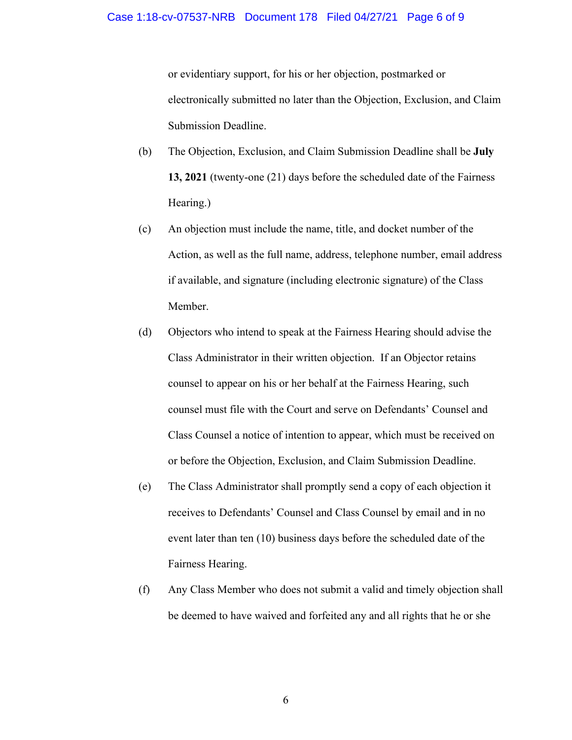or evidentiary support, for his or her objection, postmarked or electronically submitted no later than the Objection, Exclusion, and Claim Submission Deadline.

(b) The Objection, Exclusion, and Claim Submission Deadline shall be **July 13, 2021** (twenty-one (21) days before the scheduled date of the Fairness Hearing.)

(c) An objection must include the name, title, and docket number of the Action, as well as the full name, address, telephone number, email address if available, and signature (including electronic signature) of the Class Member.

(d) Objectors who intend to speak at the Fairness Hearing should advise the Class Administrator in their written objection. If an Objector retains counsel to appear on his or her behalf at the Fairness Hearing, such counsel must file with the Court and serve on Defendants' Counsel and Class Counsel a notice of intention to appear, which must be received on or before the Objection, Exclusion, and Claim Submission Deadline.

(e) The Class Administrator shall promptly send a copy of each objection it receives to Defendants' Counsel and Class Counsel by email and in no event later than ten (10) business days before the scheduled date of the Fairness Hearing.

(f) Any Class Member who does not submit a valid and timely objection shall be deemed to have waived and forfeited any and all rights that he or she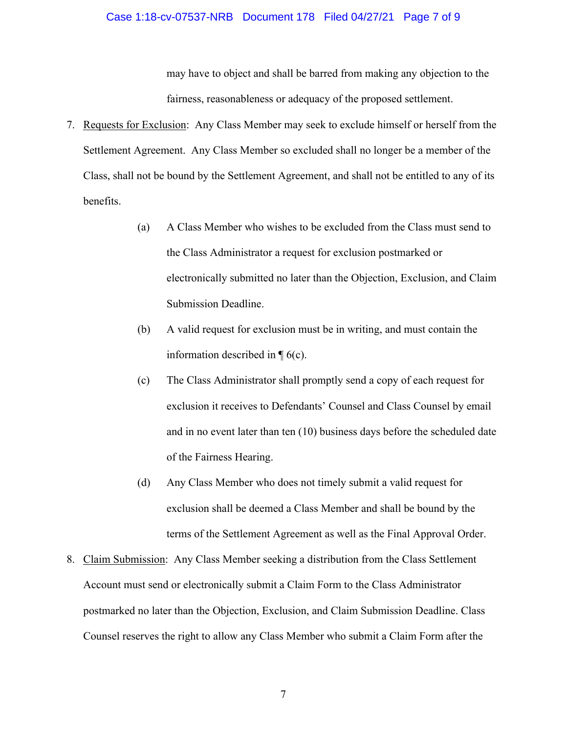may have to object and shall be barred from making any objection to the fairness, reasonableness or adequacy of the proposed settlement.

7. <u>Requests for Exclusion</u>: Any Class Member may seek to exclude himself or herself from the Settlement Agreement. Any Class Member so excluded shall no longer be a member of the Class, shall not be bound by the Settlement Agreement, and shall not be entitled to any of its benefits.

   (a) A Class Member who wishes to be excluded from the Class must send to the Class Administrator a request for exclusion postmarked or electronically submitted no later than the Objection, Exclusion, and Claim Submission Deadline.

   (b) A valid request for exclusion must be in writing, and must contain the information described in ¶ 6(c).

   (c) The Class Administrator shall promptly send a copy of each request for exclusion it receives to Defendants' Counsel and Class Counsel by email and in no event later than ten (10) business days before the scheduled date of the Fairness Hearing.

   (d) Any Class Member who does not timely submit a valid request for exclusion shall be deemed a Class Member and shall be bound by the terms of the Settlement Agreement as well as the Final Approval Order.

8. <u>Claim Submission</u>: Any Class Member seeking a distribution from the Class Settlement Account must send or electronically submit a Claim Form to the Class Administrator postmarked no later than the Objection, Exclusion, and Claim Submission Deadline. Class Counsel reserves the right to allow any Class Member who submit a Claim Form after the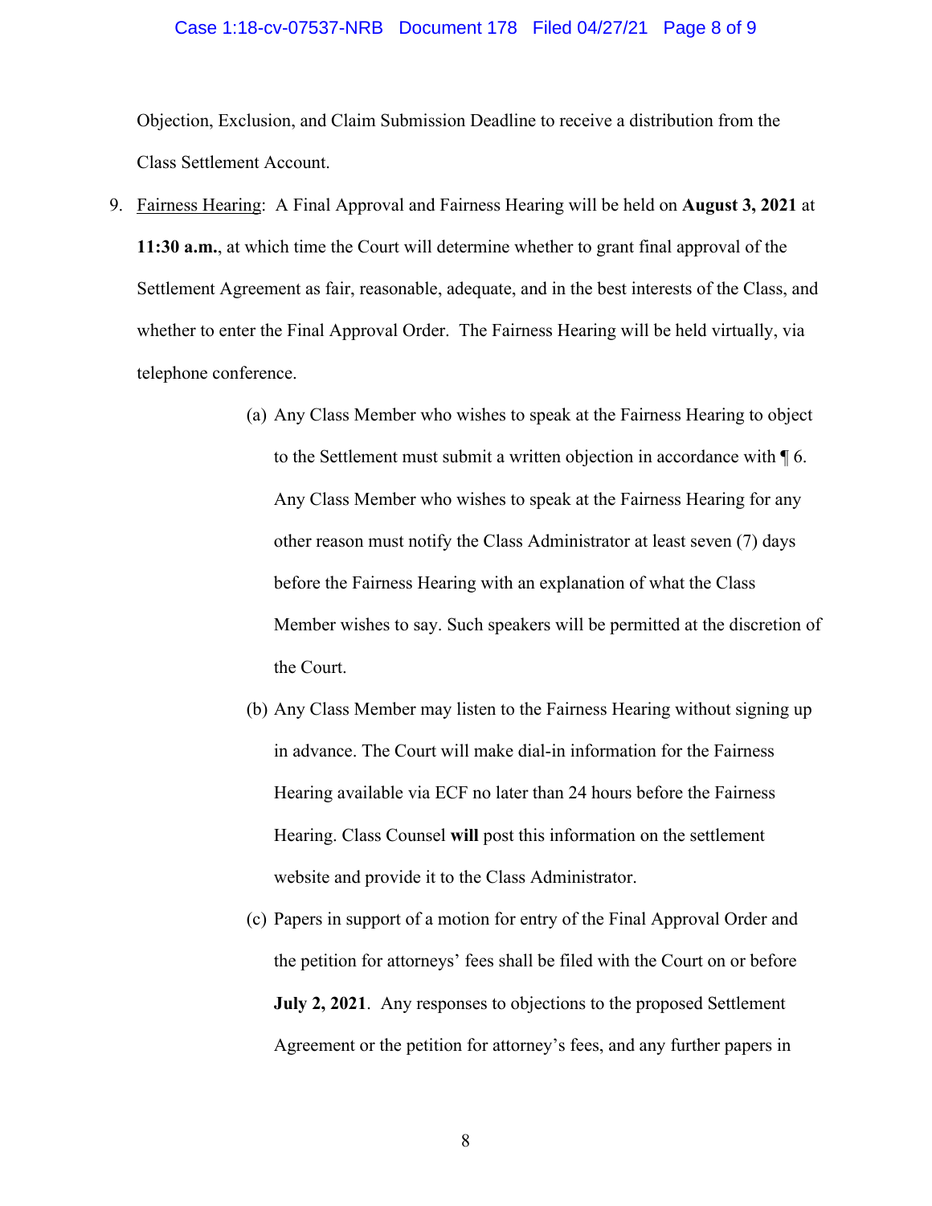Objection, Exclusion, and Claim Submission Deadline to receive a distribution from the Class Settlement Account.

9. Fairness Hearing: A Final Approval and Fairness Hearing will be held on **August 3, 2021** at **11:30 a.m.**, at which time the Court will determine whether to grant final approval of the Settlement Agreement as fair, reasonable, adequate, and in the best interests of the Class, and whether to enter the Final Approval Order. The Fairness Hearing will be held virtually, via telephone conference.

   (a) Any Class Member who wishes to speak at the Fairness Hearing to object to the Settlement must submit a written objection in accordance with ¶ 6. Any Class Member who wishes to speak at the Fairness Hearing for any other reason must notify the Class Administrator at least seven (7) days before the Fairness Hearing with an explanation of what the Class Member wishes to say. Such speakers will be permitted at the discretion of the Court.

   (b) Any Class Member may listen to the Fairness Hearing without signing up in advance. The Court will make dial-in information for the Fairness Hearing available via ECF no later than 24 hours before the Fairness Hearing. Class Counsel **will** post this information on the settlement website and provide it to the Class Administrator.

   (c) Papers in support of a motion for entry of the Final Approval Order and the petition for attorneys' fees shall be filed with the Court on or before **July 2, 2021**. Any responses to objections to the proposed Settlement Agreement or the petition for attorney's fees, and any further papers in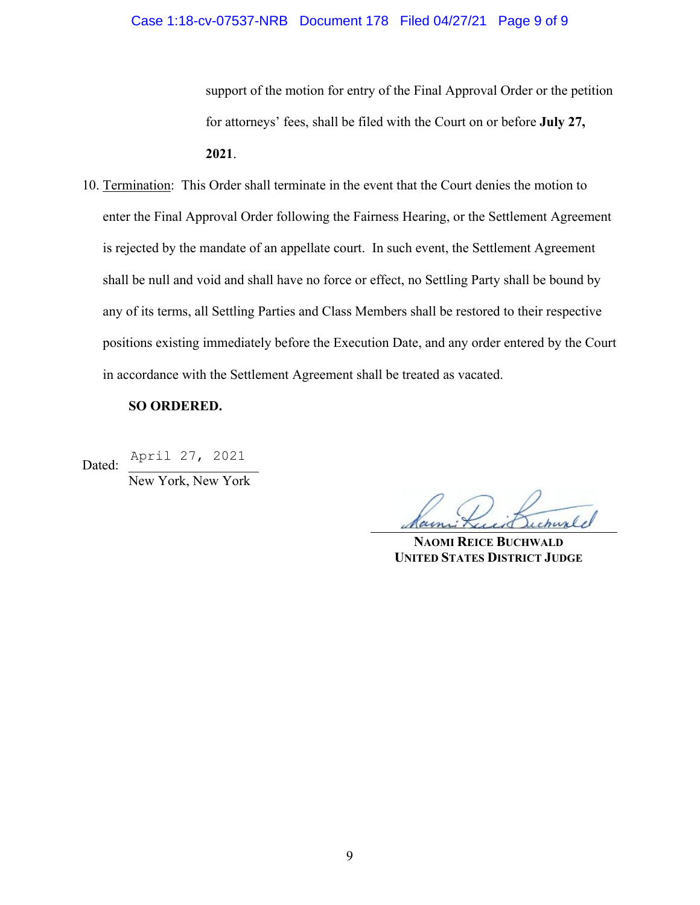support of the motion for entry of the Final Approval Order or the petition for attorneys' fees, shall be filed with the Court on or before **July 27, 2021**.

10. Termination: This Order shall terminate in the event that the Court denies the motion to enter the Final Approval Order following the Fairness Hearing, or the Settlement Agreement is rejected by the mandate of an appellate court. In such event, the Settlement Agreement shall be null and void and shall have no force or effect, no Settling Party shall be bound by any of its terms, all Settling Parties and Class Members shall be restored to their respective positions existing immediately before the Execution Date, and any order entered by the Court in accordance with the Settlement Agreement shall be treated as vacated.

**SO ORDERED.**

Dated: April 27, 2021
New York, New York

NAOMI REICE BUCHWALD
UNITED STATES DISTRICT JUDGE